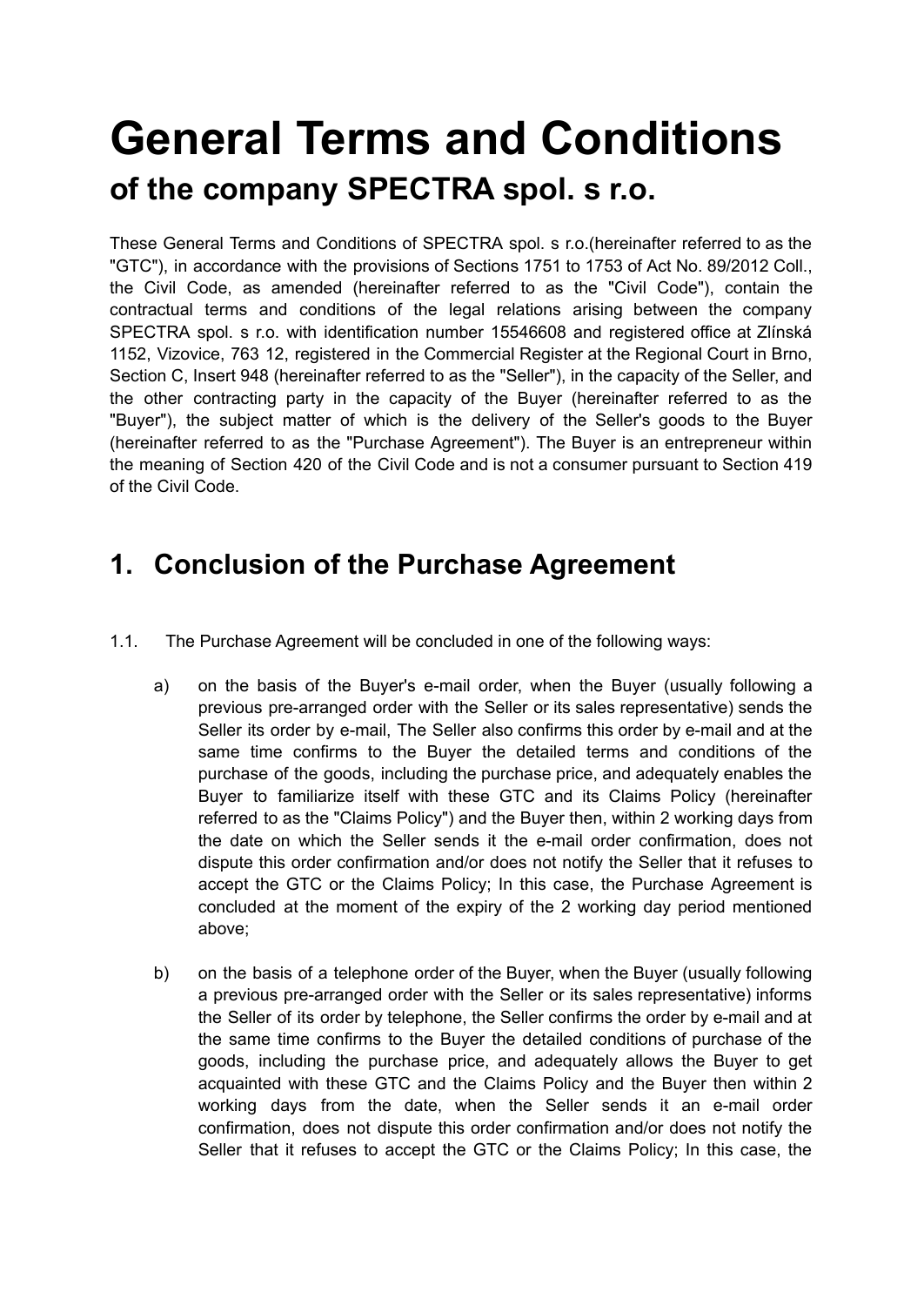# General Terms and Conditions

## of the company SPECTRA spol. s r.o.

These General Terms and Conditions of SPECTRA spol. s r.o.(hereinafter referred to as the "GTC"), in accordance with the provisions of Sections 1751 to 1753 of Act No. 89/2012 Coll., the Civil Code, as amended (hereinafter referred to as the "Civil Code"), contain the contractual terms and conditions of the legal relations arising between the company SPECTRA spol. s r.o. with identification number 15546608 and registered office at Zlínská 1152, Vizovice, 763 12, registered in the Commercial Register at the Regional Court in Brno, Section C, Insert 948 (hereinafter referred to as the "Seller"), in the capacity of the Seller, and the other contracting party in the capacity of the Buyer (hereinafter referred to as the "Buyer"), the subject matter of which is the delivery of the Seller's goods to the Buyer (hereinafter referred to as the "Purchase Agreement"). The Buyer is an entrepreneur within the meaning of Section 420 of the Civil Code and is not a consumer pursuant to Section 419 of the Civil Code.

## 1. Conclusion of the Purchase Agreement

1.1. The Purchase Agreement will be concluded in one of the following ways:

a) on the basis of the Buyer's e-mail order, when the Buyer (usually following a previous pre-arranged order with the Seller or its sales representative) sends the Seller its order by e-mail, The Seller also confirms this order by e-mail and at the same time confirms to the Buyer the detailed terms and conditions of the purchase of the goods, including the purchase price, and adequately enables the Buyer to familiarize itself with these GTC and its Claims Policy (hereinafter referred to as the "Claims Policy") and the Buyer then, within 2 working days from the date on which the Seller sends it the e-mail order confirmation, does not dispute this order confirmation and/or does not notify the Seller that it refuses to accept the GTC or the Claims Policy; In this case, the Purchase Agreement is concluded at the moment of the expiry of the 2 working day period mentioned above;

b) on the basis of a telephone order of the Buyer, when the Buyer (usually following a previous pre-arranged order with the Seller or its sales representative) informs the Seller of its order by telephone, the Seller confirms the order by e-mail and at the same time confirms to the Buyer the detailed conditions of purchase of the goods, including the purchase price, and adequately allows the Buyer to get acquainted with these GTC and the Claims Policy and the Buyer then within 2 working days from the date, when the Seller sends it an e-mail order confirmation, does not dispute this order confirmation and/or does not notify the Seller that it refuses to accept the GTC or the Claims Policy; In this case, the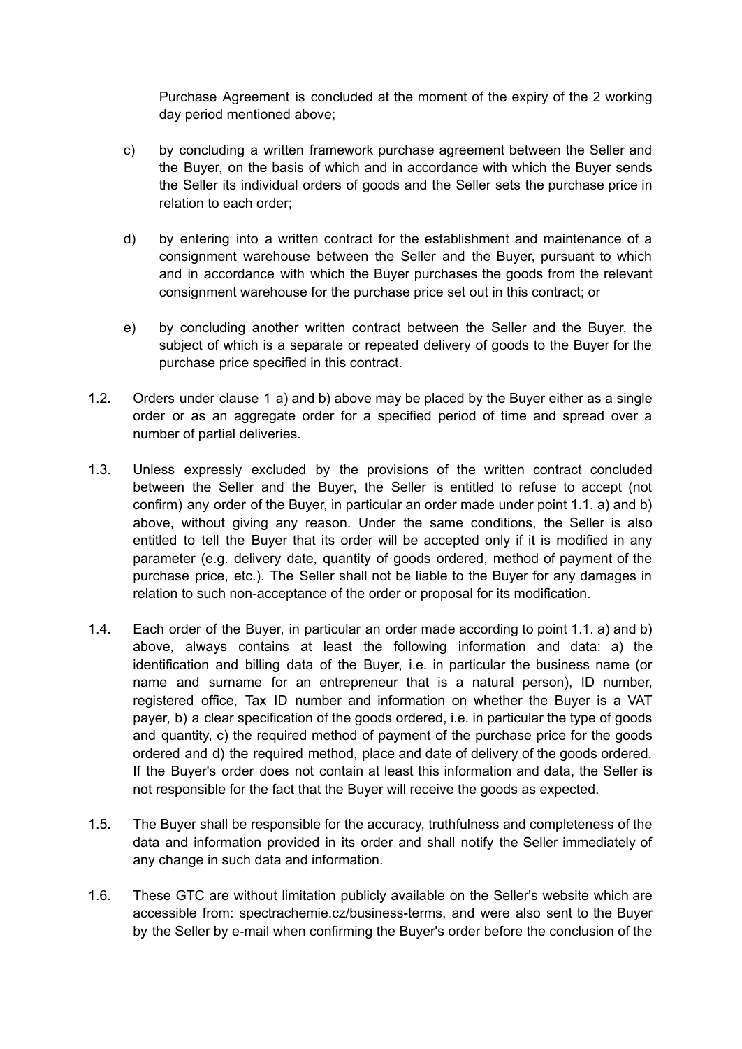Purchase Agreement is concluded at the moment of the expiry of the 2 working day period mentioned above;

c) by concluding a written framework purchase agreement between the Seller and the Buyer, on the basis of which and in accordance with which the Buyer sends the Seller its individual orders of goods and the Seller sets the purchase price in relation to each order;

d) by entering into a written contract for the establishment and maintenance of a consignment warehouse between the Seller and the Buyer, pursuant to which and in accordance with which the Buyer purchases the goods from the relevant consignment warehouse for the purchase price set out in this contract; or

e) by concluding another written contract between the Seller and the Buyer, the subject of which is a separate or repeated delivery of goods to the Buyer for the purchase price specified in this contract.

1.2. Orders under clause 1 a) and b) above may be placed by the Buyer either as a single order or as an aggregate order for a specified period of time and spread over a number of partial deliveries.

1.3. Unless expressly excluded by the provisions of the written contract concluded between the Seller and the Buyer, the Seller is entitled to refuse to accept (not confirm) any order of the Buyer, in particular an order made under point 1.1. a) and b) above, without giving any reason. Under the same conditions, the Seller is also entitled to tell the Buyer that its order will be accepted only if it is modified in any parameter (e.g. delivery date, quantity of goods ordered, method of payment of the purchase price, etc.). The Seller shall not be liable to the Buyer for any damages in relation to such non-acceptance of the order or proposal for its modification.

1.4. Each order of the Buyer, in particular an order made according to point 1.1. a) and b) above, always contains at least the following information and data: a) the identification and billing data of the Buyer, i.e. in particular the business name (or name and surname for an entrepreneur that is a natural person), ID number, registered office, Tax ID number and information on whether the Buyer is a VAT payer, b) a clear specification of the goods ordered, i.e. in particular the type of goods and quantity, c) the required method of payment of the purchase price for the goods ordered and d) the required method, place and date of delivery of the goods ordered. If the Buyer's order does not contain at least this information and data, the Seller is not responsible for the fact that the Buyer will receive the goods as expected.

1.5. The Buyer shall be responsible for the accuracy, truthfulness and completeness of the data and information provided in its order and shall notify the Seller immediately of any change in such data and information.

1.6. These GTC are without limitation publicly available on the Seller's website which are accessible from: spectrachemie.cz/business-terms, and were also sent to the Buyer by the Seller by e-mail when confirming the Buyer's order before the conclusion of the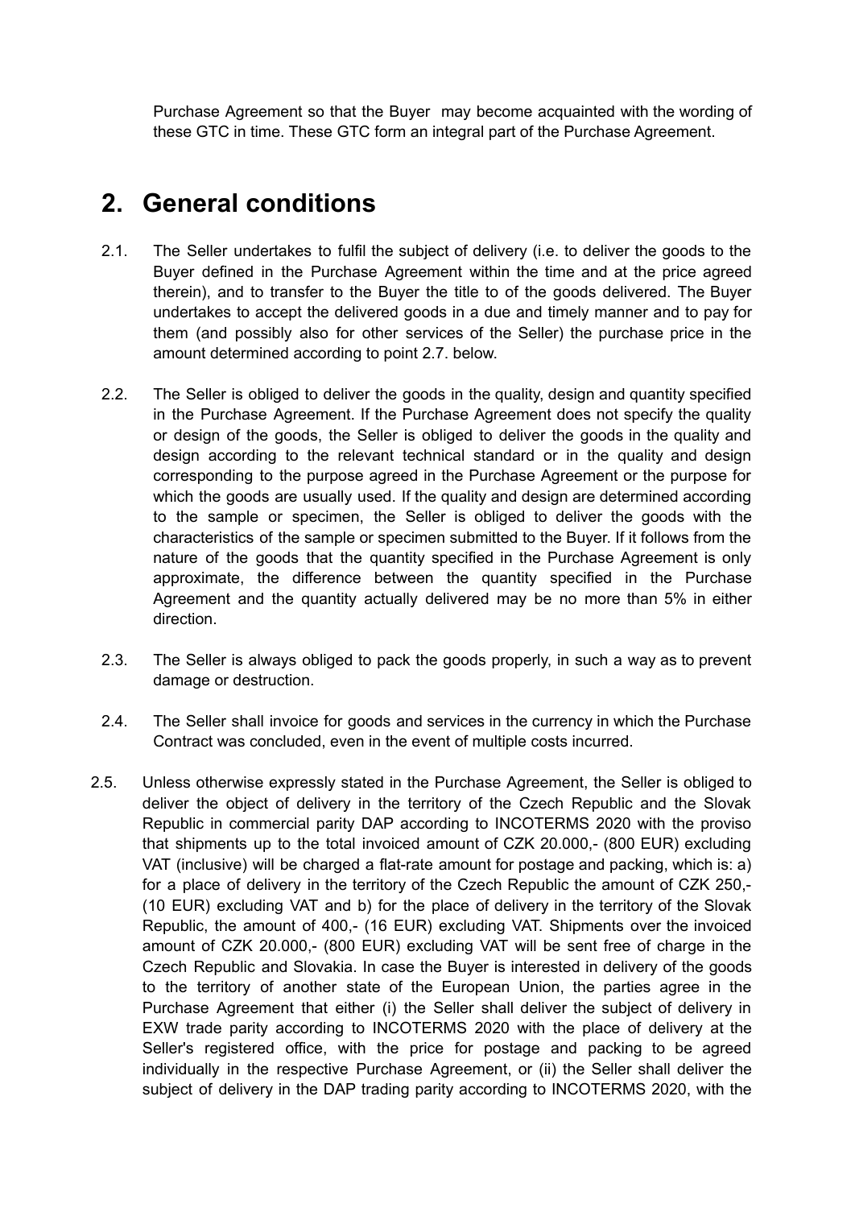Purchase Agreement so that the Buyer may become acquainted with the wording of these GTC in time. These GTC form an integral part of the Purchase Agreement.

## 2. General conditions

2.1. The Seller undertakes to fulfil the subject of delivery (i.e. to deliver the goods to the Buyer defined in the Purchase Agreement within the time and at the price agreed therein), and to transfer to the Buyer the title to of the goods delivered. The Buyer undertakes to accept the delivered goods in a due and timely manner and to pay for them (and possibly also for other services of the Seller) the purchase price in the amount determined according to point 2.7. below.

2.2. The Seller is obliged to deliver the goods in the quality, design and quantity specified in the Purchase Agreement. If the Purchase Agreement does not specify the quality or design of the goods, the Seller is obliged to deliver the goods in the quality and design according to the relevant technical standard or in the quality and design corresponding to the purpose agreed in the Purchase Agreement or the purpose for which the goods are usually used. If the quality and design are determined according to the sample or specimen, the Seller is obliged to deliver the goods with the characteristics of the sample or specimen submitted to the Buyer. If it follows from the nature of the goods that the quantity specified in the Purchase Agreement is only approximate, the difference between the quantity specified in the Purchase Agreement and the quantity actually delivered may be no more than 5% in either direction.

2.3. The Seller is always obliged to pack the goods properly, in such a way as to prevent damage or destruction.

2.4. The Seller shall invoice for goods and services in the currency in which the Purchase Contract was concluded, even in the event of multiple costs incurred.

2.5. Unless otherwise expressly stated in the Purchase Agreement, the Seller is obliged to deliver the object of delivery in the territory of the Czech Republic and the Slovak Republic in commercial parity DAP according to INCOTERMS 2020 with the proviso that shipments up to the total invoiced amount of CZK 20.000,- (800 EUR) excluding VAT (inclusive) will be charged a flat-rate amount for postage and packing, which is: a) for a place of delivery in the territory of the Czech Republic the amount of CZK 250,- (10 EUR) excluding VAT and b) for the place of delivery in the territory of the Slovak Republic, the amount of 400,- (16 EUR) excluding VAT. Shipments over the invoiced amount of CZK 20.000,- (800 EUR) excluding VAT will be sent free of charge in the Czech Republic and Slovakia. In case the Buyer is interested in delivery of the goods to the territory of another state of the European Union, the parties agree in the Purchase Agreement that either (i) the Seller shall deliver the subject of delivery in EXW trade parity according to INCOTERMS 2020 with the place of delivery at the Seller's registered office, with the price for postage and packing to be agreed individually in the respective Purchase Agreement, or (ii) the Seller shall deliver the subject of delivery in the DAP trading parity according to INCOTERMS 2020, with the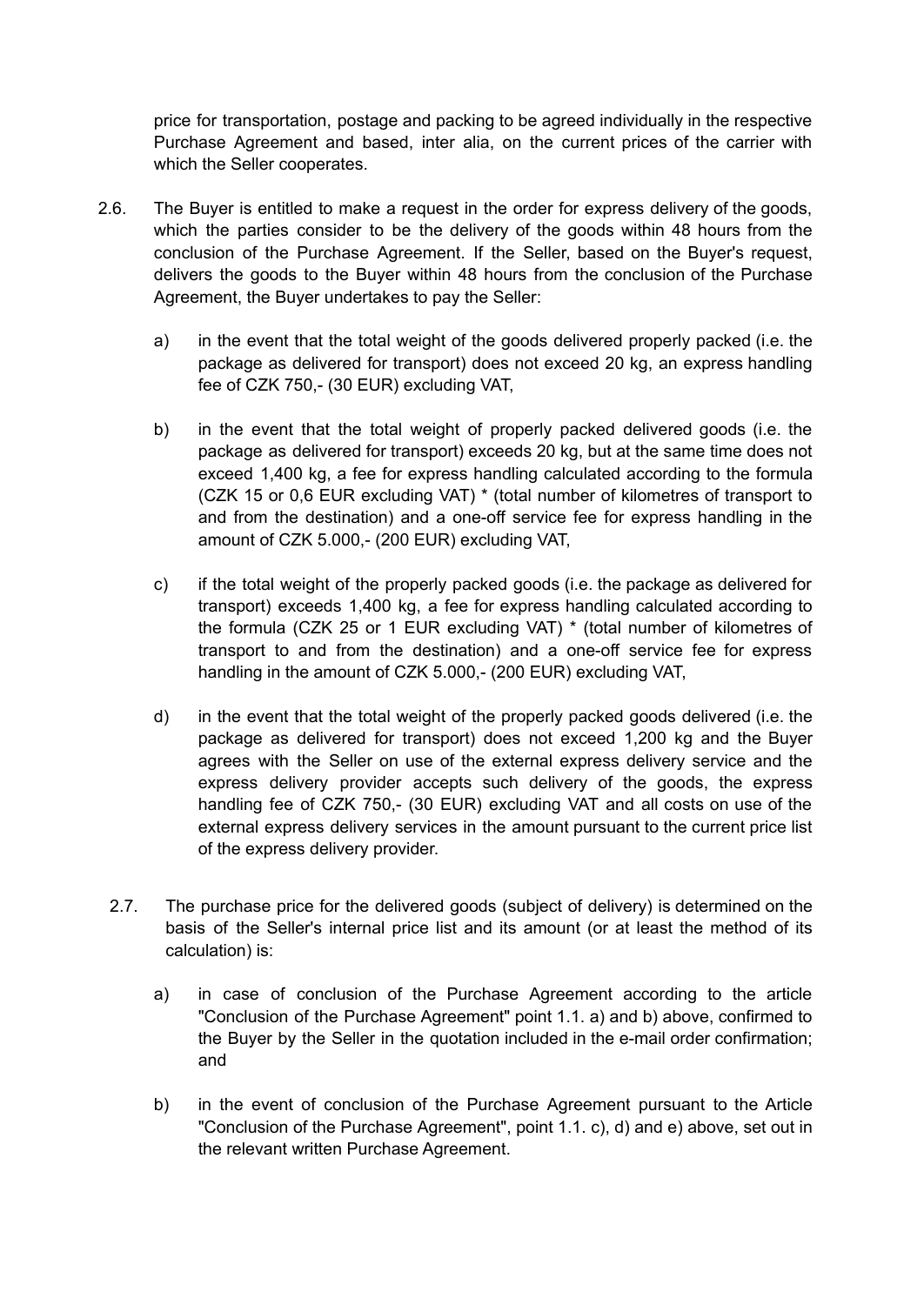price for transportation, postage and packing to be agreed individually in the respective Purchase Agreement and based, inter alia, on the current prices of the carrier with which the Seller cooperates.

2.6. The Buyer is entitled to make a request in the order for express delivery of the goods, which the parties consider to be the delivery of the goods within 48 hours from the conclusion of the Purchase Agreement. If the Seller, based on the Buyer's request, delivers the goods to the Buyer within 48 hours from the conclusion of the Purchase Agreement, the Buyer undertakes to pay the Seller:

   a) in the event that the total weight of the goods delivered properly packed (i.e. the package as delivered for transport) does not exceed 20 kg, an express handling fee of CZK 750,- (30 EUR) excluding VAT,

   b) in the event that the total weight of properly packed delivered goods (i.e. the package as delivered for transport) exceeds 20 kg, but at the same time does not exceed 1,400 kg, a fee for express handling calculated according to the formula (CZK 15 or 0,6 EUR excluding VAT) * (total number of kilometres of transport to and from the destination) and a one-off service fee for express handling in the amount of CZK 5.000,- (200 EUR) excluding VAT,

   c) if the total weight of the properly packed goods (i.e. the package as delivered for transport) exceeds 1,400 kg, a fee for express handling calculated according to the formula (CZK 25 or 1 EUR excluding VAT) * (total number of kilometres of transport to and from the destination) and a one-off service fee for express handling in the amount of CZK 5.000,- (200 EUR) excluding VAT,

   d) in the event that the total weight of the properly packed goods delivered (i.e. the package as delivered for transport) does not exceed 1,200 kg and the Buyer agrees with the Seller on use of the external express delivery service and the express delivery provider accepts such delivery of the goods, the express handling fee of CZK 750,- (30 EUR) excluding VAT and all costs on use of the external express delivery services in the amount pursuant to the current price list of the express delivery provider.

2.7. The purchase price for the delivered goods (subject of delivery) is determined on the basis of the Seller's internal price list and its amount (or at least the method of its calculation) is:

   a) in case of conclusion of the Purchase Agreement according to the article "Conclusion of the Purchase Agreement" point 1.1. a) and b) above, confirmed to the Buyer by the Seller in the quotation included in the e-mail order confirmation; and

   b) in the event of conclusion of the Purchase Agreement pursuant to the Article "Conclusion of the Purchase Agreement", point 1.1. c), d) and e) above, set out in the relevant written Purchase Agreement.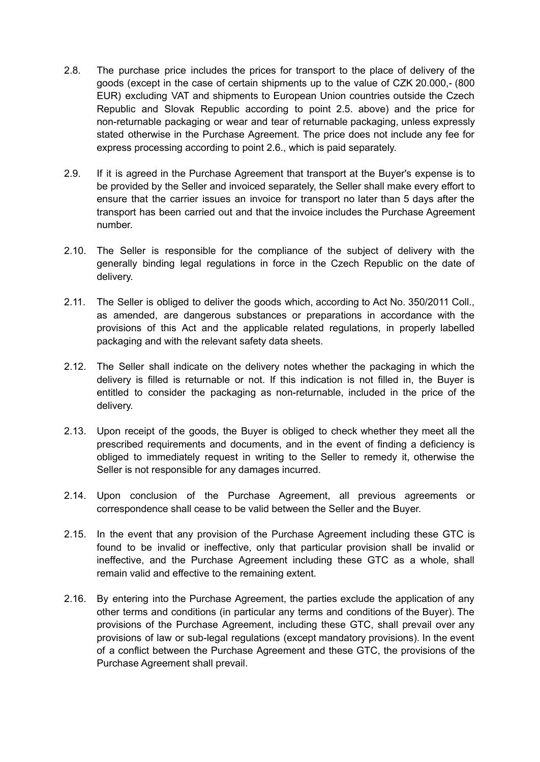2.8. The purchase price includes the prices for transport to the place of delivery of the goods (except in the case of certain shipments up to the value of CZK 20.000,- (800 EUR) excluding VAT and shipments to European Union countries outside the Czech Republic and Slovak Republic according to point 2.5. above) and the price for non-returnable packaging or wear and tear of returnable packaging, unless expressly stated otherwise in the Purchase Agreement. The price does not include any fee for express processing according to point 2.6., which is paid separately.

2.9. If it is agreed in the Purchase Agreement that transport at the Buyer's expense is to be provided by the Seller and invoiced separately, the Seller shall make every effort to ensure that the carrier issues an invoice for transport no later than 5 days after the transport has been carried out and that the invoice includes the Purchase Agreement number.

2.10. The Seller is responsible for the compliance of the subject of delivery with the generally binding legal regulations in force in the Czech Republic on the date of delivery.

2.11. The Seller is obliged to deliver the goods which, according to Act No. 350/2011 Coll., as amended, are dangerous substances or preparations in accordance with the provisions of this Act and the applicable related regulations, in properly labelled packaging and with the relevant safety data sheets.

2.12. The Seller shall indicate on the delivery notes whether the packaging in which the delivery is filled is returnable or not. If this indication is not filled in, the Buyer is entitled to consider the packaging as non-returnable, included in the price of the delivery.

2.13. Upon receipt of the goods, the Buyer is obliged to check whether they meet all the prescribed requirements and documents, and in the event of finding a deficiency is obliged to immediately request in writing to the Seller to remedy it, otherwise the Seller is not responsible for any damages incurred.

2.14. Upon conclusion of the Purchase Agreement, all previous agreements or correspondence shall cease to be valid between the Seller and the Buyer.

2.15. In the event that any provision of the Purchase Agreement including these GTC is found to be invalid or ineffective, only that particular provision shall be invalid or ineffective, and the Purchase Agreement including these GTC as a whole, shall remain valid and effective to the remaining extent.

2.16. By entering into the Purchase Agreement, the parties exclude the application of any other terms and conditions (in particular any terms and conditions of the Buyer). The provisions of the Purchase Agreement, including these GTC, shall prevail over any provisions of law or sub-legal regulations (except mandatory provisions). In the event of a conflict between the Purchase Agreement and these GTC, the provisions of the Purchase Agreement shall prevail.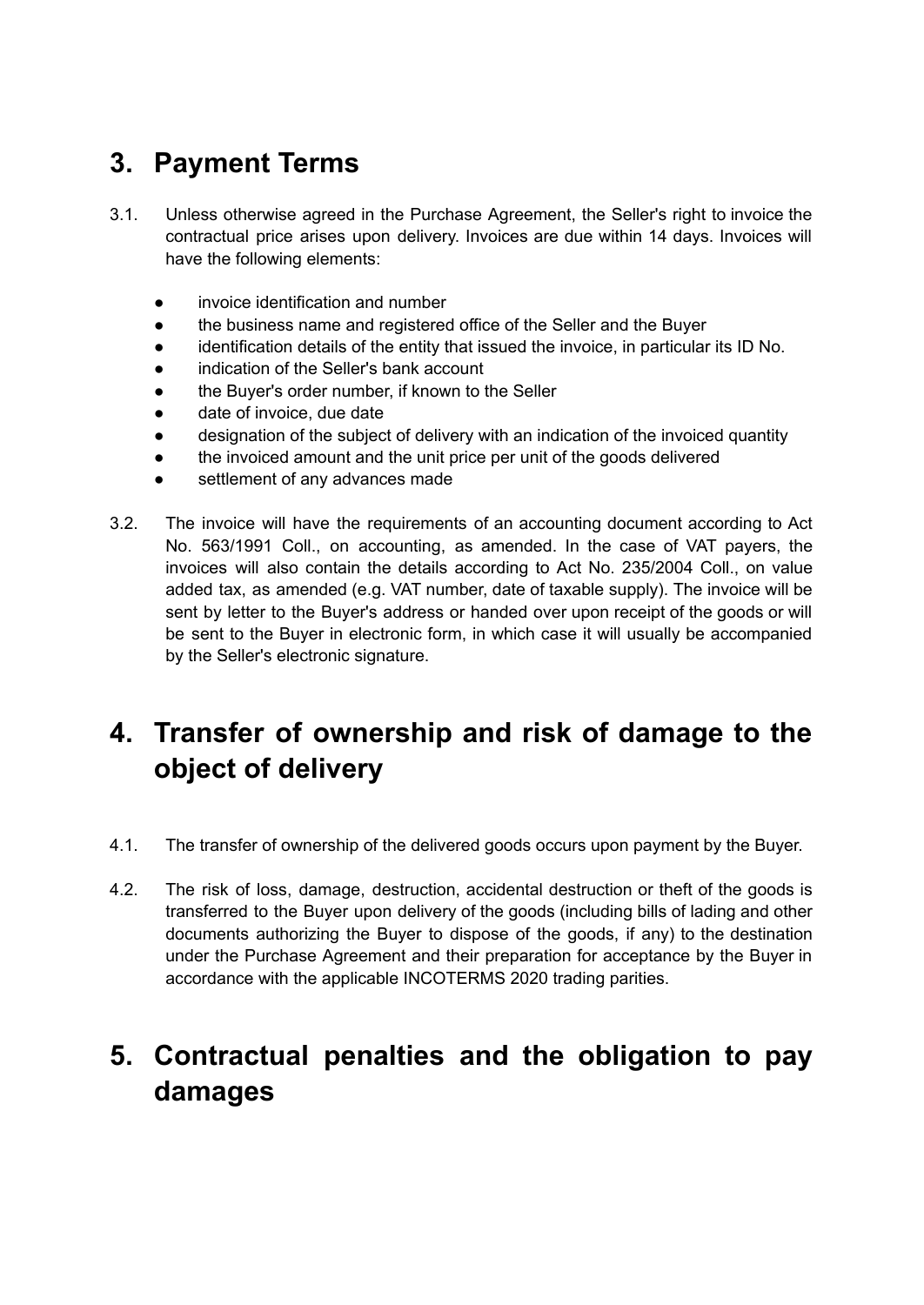# 3. Payment Terms

3.1. Unless otherwise agreed in the Purchase Agreement, the Seller's right to invoice the contractual price arises upon delivery. Invoices are due within 14 days. Invoices will have the following elements:

- invoice identification and number
- the business name and registered office of the Seller and the Buyer
- identification details of the entity that issued the invoice, in particular its ID No.
- indication of the Seller's bank account
- the Buyer's order number, if known to the Seller
- date of invoice, due date
- designation of the subject of delivery with an indication of the invoiced quantity
- the invoiced amount and the unit price per unit of the goods delivered
- settlement of any advances made

3.2. The invoice will have the requirements of an accounting document according to Act No. 563/1991 Coll., on accounting, as amended. In the case of VAT payers, the invoices will also contain the details according to Act No. 235/2004 Coll., on value added tax, as amended (e.g. VAT number, date of taxable supply). The invoice will be sent by letter to the Buyer's address or handed over upon receipt of the goods or will be sent to the Buyer in electronic form, in which case it will usually be accompanied by the Seller's electronic signature.

# 4. Transfer of ownership and risk of damage to the object of delivery

4.1. The transfer of ownership of the delivered goods occurs upon payment by the Buyer.

4.2. The risk of loss, damage, destruction, accidental destruction or theft of the goods is transferred to the Buyer upon delivery of the goods (including bills of lading and other documents authorizing the Buyer to dispose of the goods, if any) to the destination under the Purchase Agreement and their preparation for acceptance by the Buyer in accordance with the applicable INCOTERMS 2020 trading parities.

# 5. Contractual penalties and the obligation to pay damages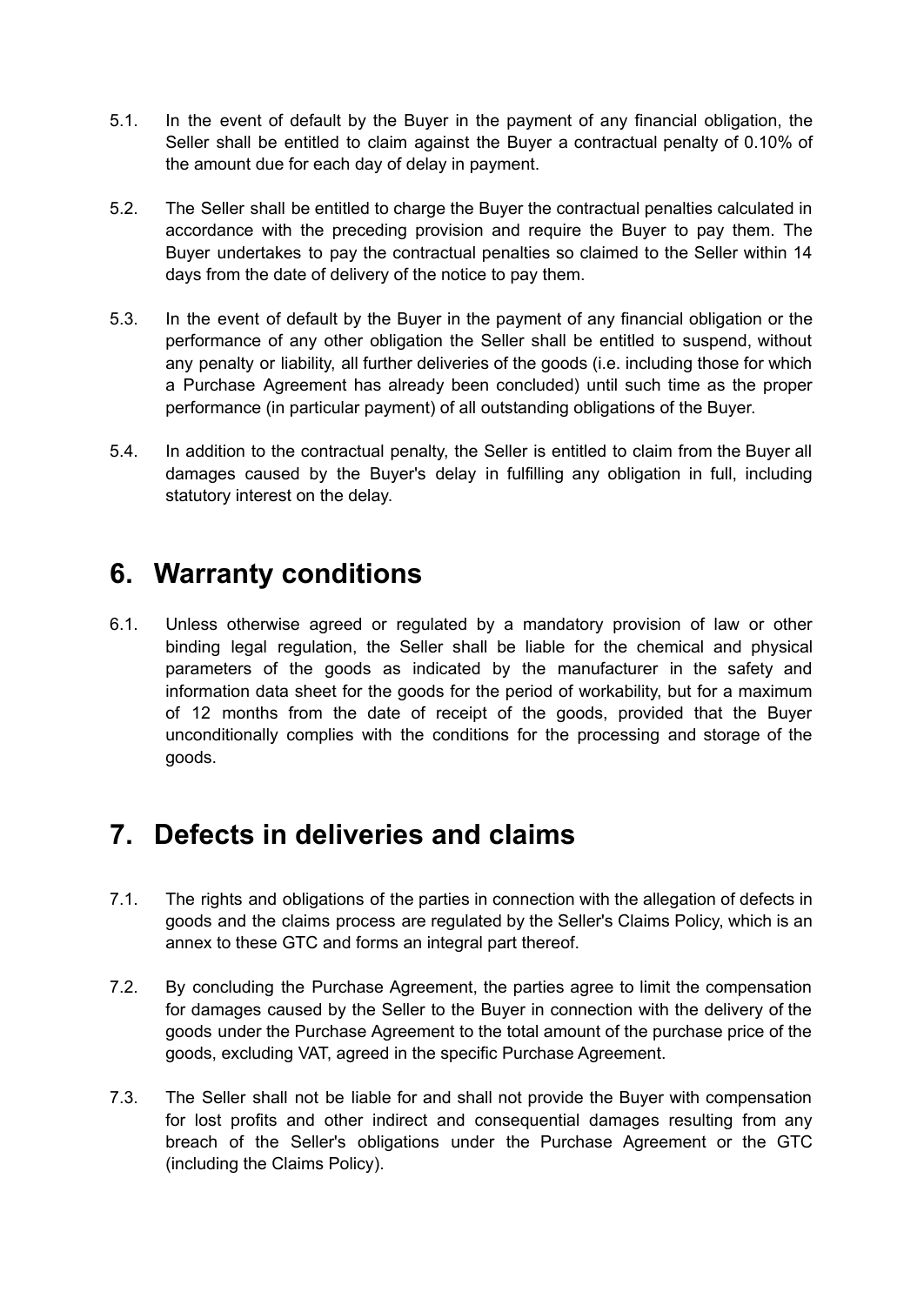5.1. In the event of default by the Buyer in the payment of any financial obligation, the Seller shall be entitled to claim against the Buyer a contractual penalty of 0.10% of the amount due for each day of delay in payment.

5.2. The Seller shall be entitled to charge the Buyer the contractual penalties calculated in accordance with the preceding provision and require the Buyer to pay them. The Buyer undertakes to pay the contractual penalties so claimed to the Seller within 14 days from the date of delivery of the notice to pay them.

5.3. In the event of default by the Buyer in the payment of any financial obligation or the performance of any other obligation the Seller shall be entitled to suspend, without any penalty or liability, all further deliveries of the goods (i.e. including those for which a Purchase Agreement has already been concluded) until such time as the proper performance (in particular payment) of all outstanding obligations of the Buyer.

5.4. In addition to the contractual penalty, the Seller is entitled to claim from the Buyer all damages caused by the Buyer's delay in fulfilling any obligation in full, including statutory interest on the delay.

# 6. Warranty conditions

6.1. Unless otherwise agreed or regulated by a mandatory provision of law or other binding legal regulation, the Seller shall be liable for the chemical and physical parameters of the goods as indicated by the manufacturer in the safety and information data sheet for the goods for the period of workability, but for a maximum of 12 months from the date of receipt of the goods, provided that the Buyer unconditionally complies with the conditions for the processing and storage of the goods.

# 7. Defects in deliveries and claims

7.1. The rights and obligations of the parties in connection with the allegation of defects in goods and the claims process are regulated by the Seller's Claims Policy, which is an annex to these GTC and forms an integral part thereof.

7.2. By concluding the Purchase Agreement, the parties agree to limit the compensation for damages caused by the Seller to the Buyer in connection with the delivery of the goods under the Purchase Agreement to the total amount of the purchase price of the goods, excluding VAT, agreed in the specific Purchase Agreement.

7.3. The Seller shall not be liable for and shall not provide the Buyer with compensation for lost profits and other indirect and consequential damages resulting from any breach of the Seller's obligations under the Purchase Agreement or the GTC (including the Claims Policy).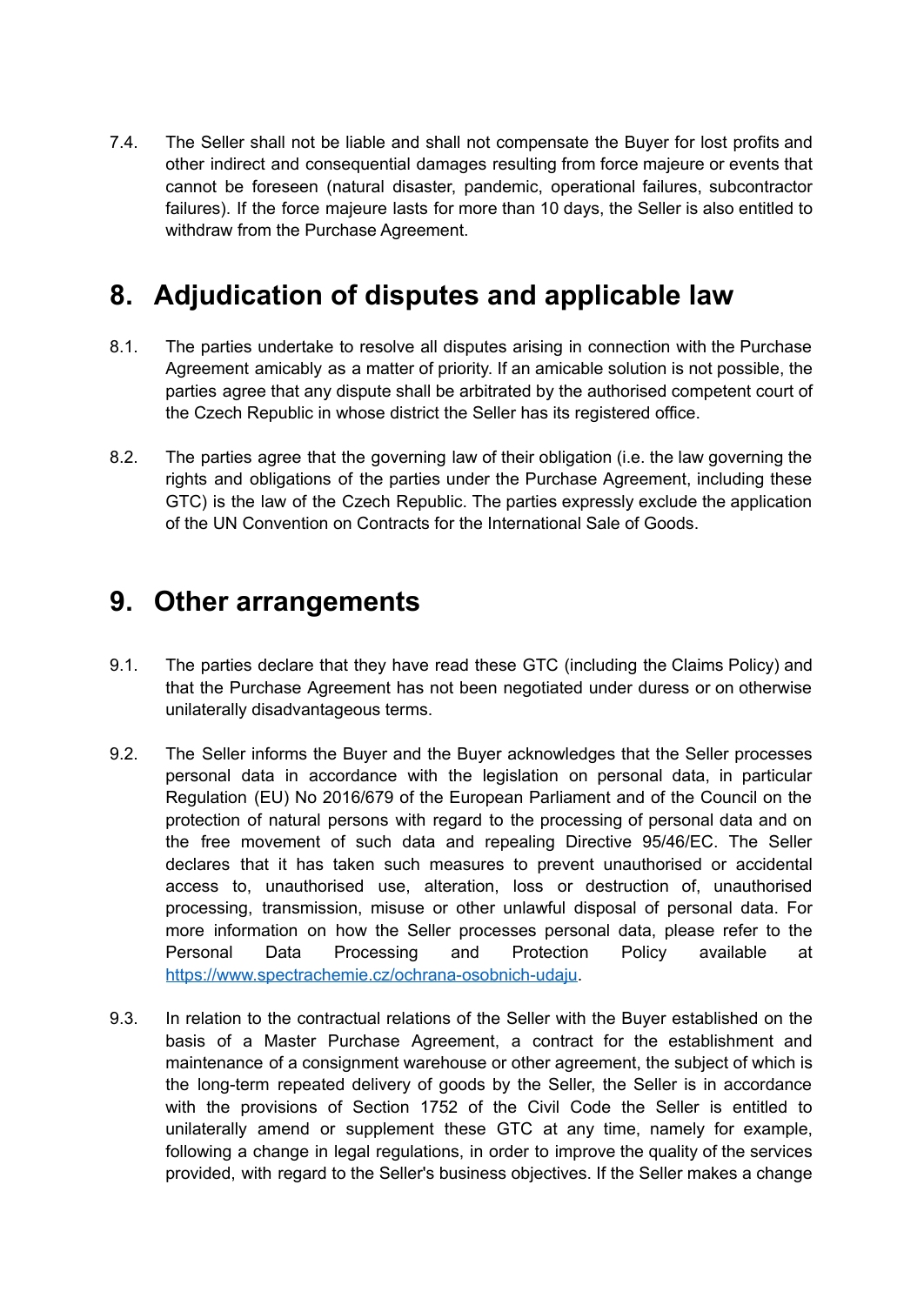7.4. The Seller shall not be liable and shall not compensate the Buyer for lost profits and other indirect and consequential damages resulting from force majeure or events that cannot be foreseen (natural disaster, pandemic, operational failures, subcontractor failures). If the force majeure lasts for more than 10 days, the Seller is also entitled to withdraw from the Purchase Agreement.

# 8. Adjudication of disputes and applicable law

8.1. The parties undertake to resolve all disputes arising in connection with the Purchase Agreement amicably as a matter of priority. If an amicable solution is not possible, the parties agree that any dispute shall be arbitrated by the authorised competent court of the Czech Republic in whose district the Seller has its registered office.

8.2. The parties agree that the governing law of their obligation (i.e. the law governing the rights and obligations of the parties under the Purchase Agreement, including these GTC) is the law of the Czech Republic. The parties expressly exclude the application of the UN Convention on Contracts for the International Sale of Goods.

# 9. Other arrangements

9.1. The parties declare that they have read these GTC (including the Claims Policy) and that the Purchase Agreement has not been negotiated under duress or on otherwise unilaterally disadvantageous terms.

9.2. The Seller informs the Buyer and the Buyer acknowledges that the Seller processes personal data in accordance with the legislation on personal data, in particular Regulation (EU) No 2016/679 of the European Parliament and of the Council on the protection of natural persons with regard to the processing of personal data and on the free movement of such data and repealing Directive 95/46/EC. The Seller declares that it has taken such measures to prevent unauthorised or accidental access to, unauthorised use, alteration, loss or destruction of, unauthorised processing, transmission, misuse or other unlawful disposal of personal data. For more information on how the Seller processes personal data, please refer to the Personal Data Processing and Protection Policy available at [https://www.spectrachemie.cz/ochrana-osobnich-udaju](https://www.spectrachemie.cz/ochrana-osobnich-udaju).

9.3. In relation to the contractual relations of the Seller with the Buyer established on the basis of a Master Purchase Agreement, a contract for the establishment and maintenance of a consignment warehouse or other agreement, the subject of which is the long-term repeated delivery of goods by the Seller, the Seller is in accordance with the provisions of Section 1752 of the Civil Code the Seller is entitled to unilaterally amend or supplement these GTC at any time, namely for example, following a change in legal regulations, in order to improve the quality of the services provided, with regard to the Seller's business objectives. If the Seller makes a change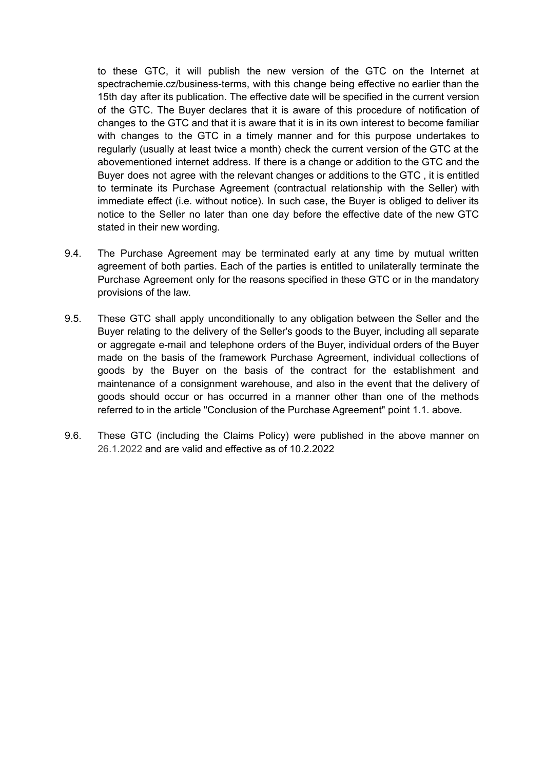to these GTC, it will publish the new version of the GTC on the Internet at spectrachemie.cz/business-terms, with this change being effective no earlier than the 15th day after its publication. The effective date will be specified in the current version of the GTC. The Buyer declares that it is aware of this procedure of notification of changes to the GTC and that it is aware that it is in its own interest to become familiar with changes to the GTC in a timely manner and for this purpose undertakes to regularly (usually at least twice a month) check the current version of the GTC at the abovementioned internet address. If there is a change or addition to the GTC and the Buyer does not agree with the relevant changes or additions to the GTC , it is entitled to terminate its Purchase Agreement (contractual relationship with the Seller) with immediate effect (i.e. without notice). In such case, the Buyer is obliged to deliver its notice to the Seller no later than one day before the effective date of the new GTC stated in their new wording.

9.4. The Purchase Agreement may be terminated early at any time by mutual written agreement of both parties. Each of the parties is entitled to unilaterally terminate the Purchase Agreement only for the reasons specified in these GTC or in the mandatory provisions of the law.

9.5. These GTC shall apply unconditionally to any obligation between the Seller and the Buyer relating to the delivery of the Seller's goods to the Buyer, including all separate or aggregate e-mail and telephone orders of the Buyer, individual orders of the Buyer made on the basis of the framework Purchase Agreement, individual collections of goods by the Buyer on the basis of the contract for the establishment and maintenance of a consignment warehouse, and also in the event that the delivery of goods should occur or has occurred in a manner other than one of the methods referred to in the article "Conclusion of the Purchase Agreement" point 1.1. above.

9.6. These GTC (including the Claims Policy) were published in the above manner on 26.1.2022 and are valid and effective as of 10.2.2022